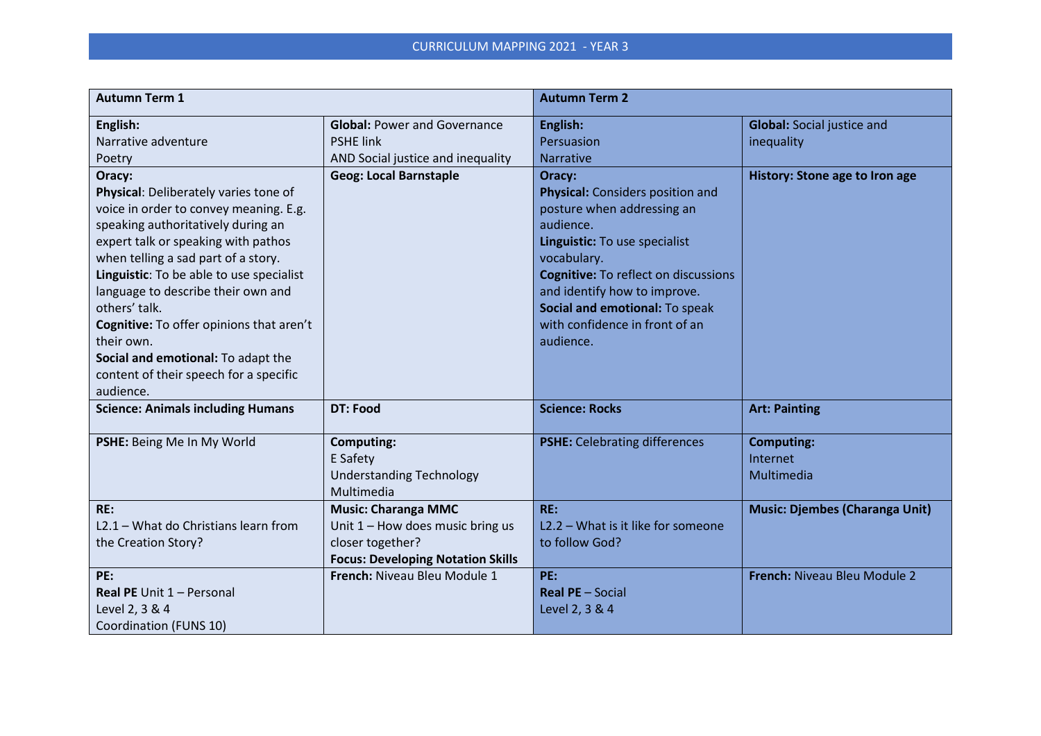# CURRICULUM MAPPING 2021 - YEAR 3

| **Autumn Term 1** | | **Autumn Term 2** | |
|---|---|---|---|
| **English:**<br>Narrative adventure<br>Poetry | **Global:** Power and Governance<br>PSHE link<br>AND Social justice and inequality | **English:**<br>Persuasion<br>Narrative | **Global:** Social justice and inequality |
| **Oracy:**<br>**Physical**: Deliberately varies tone of voice in order to convey meaning. E.g. speaking authoritatively during an expert talk or speaking with pathos when telling a sad part of a story.<br>**Linguistic**: To be able to use specialist language to describe their own and others' talk.<br>**Cognitive:** To offer opinions that aren't their own.<br>**Social and emotional:** To adapt the content of their speech for a specific audience. | **Geog: Local Barnstaple** | **Oracy:**<br>**Physical:** Considers position and posture when addressing an audience.<br>**Linguistic:** To use specialist vocabulary.<br>**Cognitive:** To reflect on discussions and identify how to improve.<br>**Social and emotional:** To speak with confidence in front of an audience. | **History: Stone age to Iron age** |
| **Science: Animals including Humans** | **DT: Food** | **Science: Rocks** | **Art: Painting** |
| **PSHE:** Being Me In My World | **Computing:**<br>E Safety<br>Understanding Technology<br>Multimedia | **PSHE:** Celebrating differences | **Computing:**<br>Internet<br>Multimedia |
| **RE:**<br>L2.1 – What do Christians learn from the Creation Story? | **Music: Charanga MMC**<br>Unit 1 – How does music bring us closer together?<br>**Focus: Developing Notation Skills** | **RE:**<br>L2.2 – What is it like for someone to follow God? | **Music: Djembes (Charanga Unit)** |
| **PE:**<br>**Real PE** Unit 1 – Personal<br>Level 2, 3 & 4<br>Coordination (FUNS 10) | **French:** Niveau Bleu Module 1 | **PE:**<br>**Real PE** – Social<br>Level 2, 3 & 4 | **French:** Niveau Bleu Module 2 |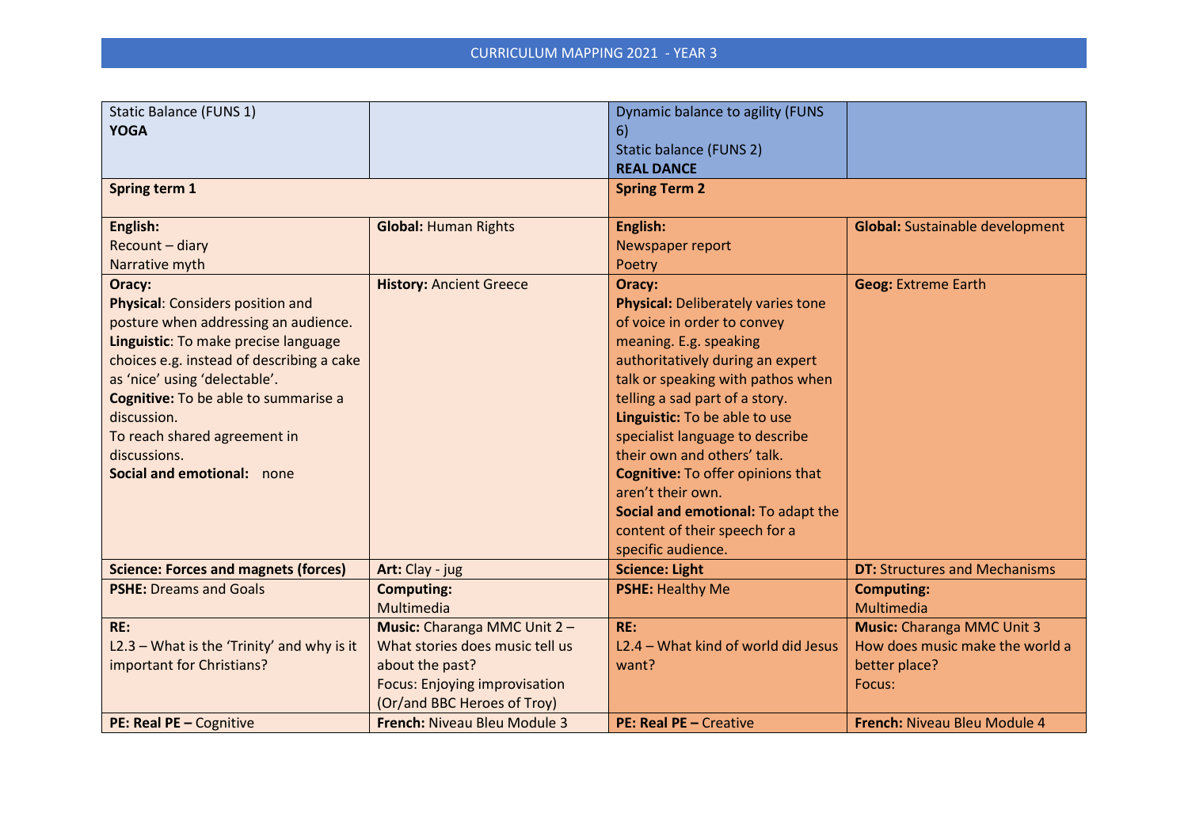CURRICULUM MAPPING 2021 - YEAR 3

| Static Balance (FUNS 1)<br>**YOGA** | | Dynamic balance to agility (FUNS 6)<br>Static balance (FUNS 2)<br>**REAL DANCE** | |
|---|---|---|---|
| **Spring term 1** | | **Spring Term 2** | |
| **English:**<br>Recount – diary<br>Narrative myth | **Global:** Human Rights | **English:**<br>Newspaper report<br>Poetry | **Global:** Sustainable development |
| **Oracy:**<br>**Physical**: Considers position and posture when addressing an audience.<br>**Linguistic**: To make precise language choices e.g. instead of describing a cake as 'nice' using 'delectable'.<br>**Cognitive:** To be able to summarise a discussion.<br>To reach shared agreement in discussions.<br>**Social and emotional:** none | **History:** Ancient Greece | **Oracy:**<br>**Physical:** Deliberately varies tone of voice in order to convey meaning. E.g. speaking authoritatively during an expert talk or speaking with pathos when telling a sad part of a story.<br>**Linguistic:** To be able to use specialist language to describe their own and others' talk.<br>**Cognitive:** To offer opinions that aren't their own.<br>**Social and emotional:** To adapt the content of their speech for a specific audience. | **Geog:** Extreme Earth |
| **Science: Forces and magnets (forces)** | **Art:** Clay - jug | **Science: Light** | **DT:** Structures and Mechanisms |
| **PSHE:** Dreams and Goals | **Computing:**<br>Multimedia | **PSHE:** Healthy Me | **Computing:**<br>Multimedia |
| **RE:**<br>L2.3 – What is the 'Trinity' and why is it important for Christians? | **Music:** Charanga MMC Unit 2 – What stories does music tell us about the past?<br>Focus: Enjoying improvisation<br>(Or/and BBC Heroes of Troy) | **RE:**<br>L2.4 – What kind of world did Jesus want? | **Music:** Charanga MMC Unit 3<br>How does music make the world a better place?<br>Focus: |
| **PE: Real PE –** Cognitive | **French:** Niveau Bleu Module 3 | **PE: Real PE –** Creative | **French:** Niveau Bleu Module 4 |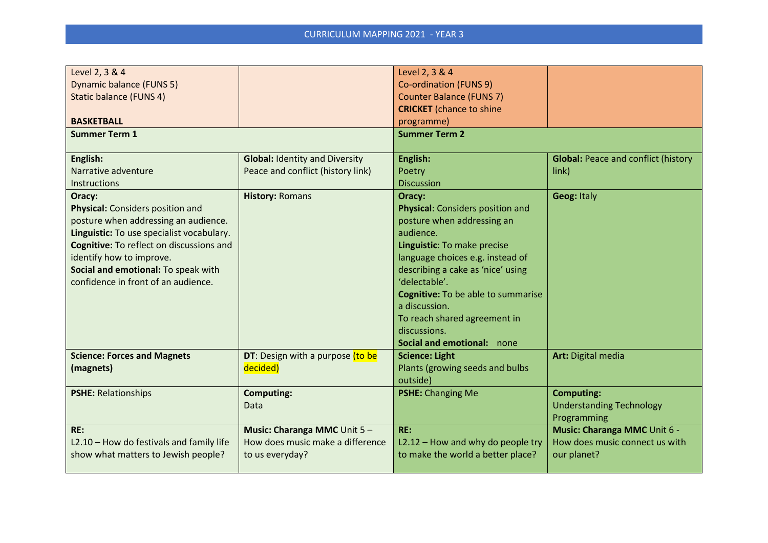# CURRICULUM MAPPING 2021 - YEAR 3

| | | | |
|---|---|---|---|
| Level 2, 3 & 4<br>Dynamic balance (FUNS 5)<br>Static balance (FUNS 4)<br><br>**BASKETBALL** | | Level 2, 3 & 4<br>Co-ordination (FUNS 9)<br>Counter Balance (FUNS 7)<br>**CRICKET** (chance to shine programme) | |
| **Summer Term 1** | | **Summer Term 2** | |
| **English:**<br>Narrative adventure<br>Instructions | **Global:** Identity and Diversity<br>Peace and conflict (history link) | **English:**<br>Poetry<br>Discussion | **Global:** Peace and conflict (history link) |
| **Oracy:**<br>**Physical:** Considers position and posture when addressing an audience.<br>**Linguistic:** To use specialist vocabulary.<br>**Cognitive:** To reflect on discussions and identify how to improve.<br>**Social and emotional:** To speak with confidence in front of an audience. | **History:** Romans | **Oracy:**<br>**Physical**: Considers position and posture when addressing an audience.<br>**Linguistic**: To make precise language choices e.g. instead of describing a cake as 'nice' using 'delectable'.<br>**Cognitive:** To be able to summarise a discussion.<br>To reach shared agreement in discussions.<br>**Social and emotional:** none | **Geog:** Italy |
| **Science: Forces and Magnets (magnets)** | **DT**: Design with a purpose (to be decided) | **Science: Light**<br>Plants (growing seeds and bulbs outside) | **Art:** Digital media |
| **PSHE:** Relationships | **Computing:**<br>Data | **PSHE:** Changing Me | **Computing:**<br>Understanding Technology<br>Programming |
| **RE:**<br>L2.10 – How do festivals and family life show what matters to Jewish people? | **Music: Charanga MMC** Unit 5 – How does music make a difference to us everyday? | **RE:**<br>L2.12 – How and why do people try to make the world a better place? | **Music: Charanga MMC** Unit 6 - How does music connect us with our planet? |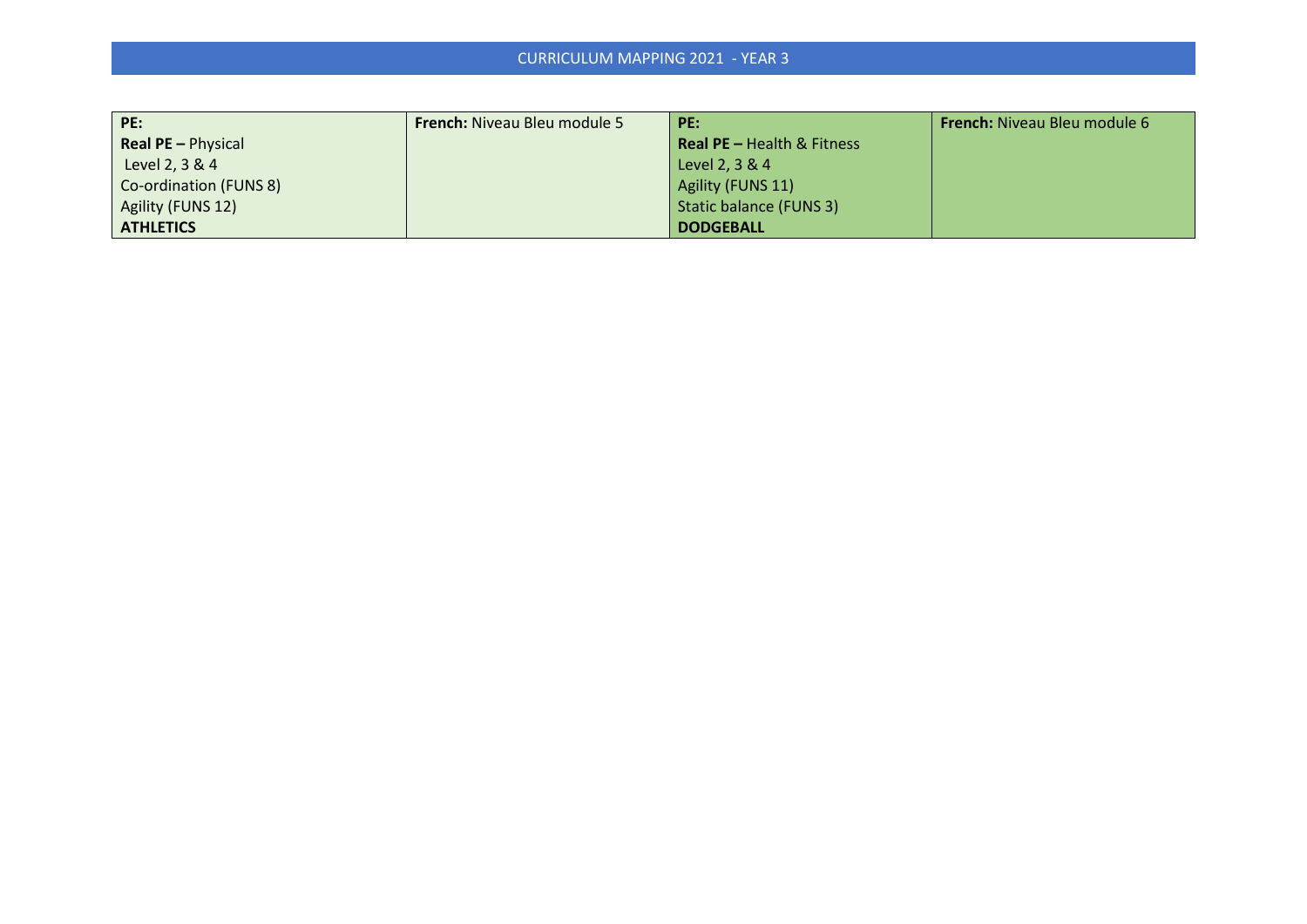CURRICULUM MAPPING 2021 - YEAR 3

| | | | |
|---|---|---|---|
| **PE:**<br>**Real PE –** Physical<br>Level 2, 3 & 4<br>Co-ordination (FUNS 8)<br>Agility (FUNS 12)<br>**ATHLETICS** | **French:** Niveau Bleu module 5 | **PE:**<br>**Real PE –** Health & Fitness<br>Level 2, 3 & 4<br>Agility (FUNS 11)<br>Static balance (FUNS 3)<br>**DODGEBALL** | **French:** Niveau Bleu module 6 |